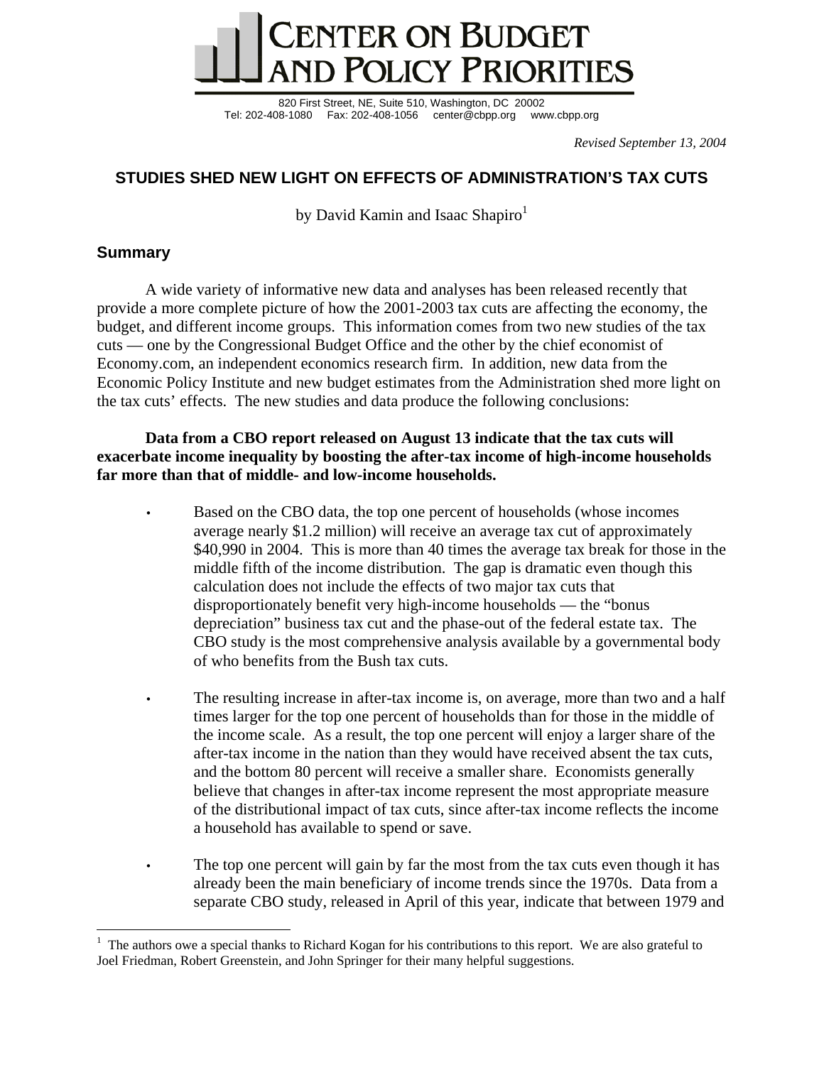# CENTER ON BUDGET AND POLICY PRIORITIES

820 First Street, NE, Suite 510, Washington, DC 20002
Tel: 202-408-1080 Fax: 202-408-1056 center@cbpp.org www.cbpp.org

*Revised September 13, 2004*

## STUDIES SHED NEW LIGHT ON EFFECTS OF ADMINISTRATION'S TAX CUTS

by David Kamin and Isaac Shapiro[1]

### Summary

A wide variety of informative new data and analyses has been released recently that provide a more complete picture of how the 2001-2003 tax cuts are affecting the economy, the budget, and different income groups. This information comes from two new studies of the tax cuts — one by the Congressional Budget Office and the other by the chief economist of Economy.com, an independent economics research firm. In addition, new data from the Economic Policy Institute and new budget estimates from the Administration shed more light on the tax cuts' effects. The new studies and data produce the following conclusions:

**Data from a CBO report released on August 13 indicate that the tax cuts will exacerbate income inequality by boosting the after-tax income of high-income households far more than that of middle- and low-income households.**

- Based on the CBO data, the top one percent of households (whose incomes average nearly $1.2 million) will receive an average tax cut of approximately $40,990 in 2004. This is more than 40 times the average tax break for those in the middle fifth of the income distribution. The gap is dramatic even though this calculation does not include the effects of two major tax cuts that disproportionately benefit very high-income households — the "bonus depreciation" business tax cut and the phase-out of the federal estate tax. The CBO study is the most comprehensive analysis available by a governmental body of who benefits from the Bush tax cuts.

- The resulting increase in after-tax income is, on average, more than two and a half times larger for the top one percent of households than for those in the middle of the income scale. As a result, the top one percent will enjoy a larger share of the after-tax income in the nation than they would have received absent the tax cuts, and the bottom 80 percent will receive a smaller share. Economists generally believe that changes in after-tax income represent the most appropriate measure of the distributional impact of tax cuts, since after-tax income reflects the income a household has available to spend or save.

- The top one percent will gain by far the most from the tax cuts even though it has already been the main beneficiary of income trends since the 1970s. Data from a separate CBO study, released in April of this year, indicate that between 1979 and

---

[1] The authors owe a special thanks to Richard Kogan for his contributions to this report. We are also grateful to Joel Friedman, Robert Greenstein, and John Springer for their many helpful suggestions.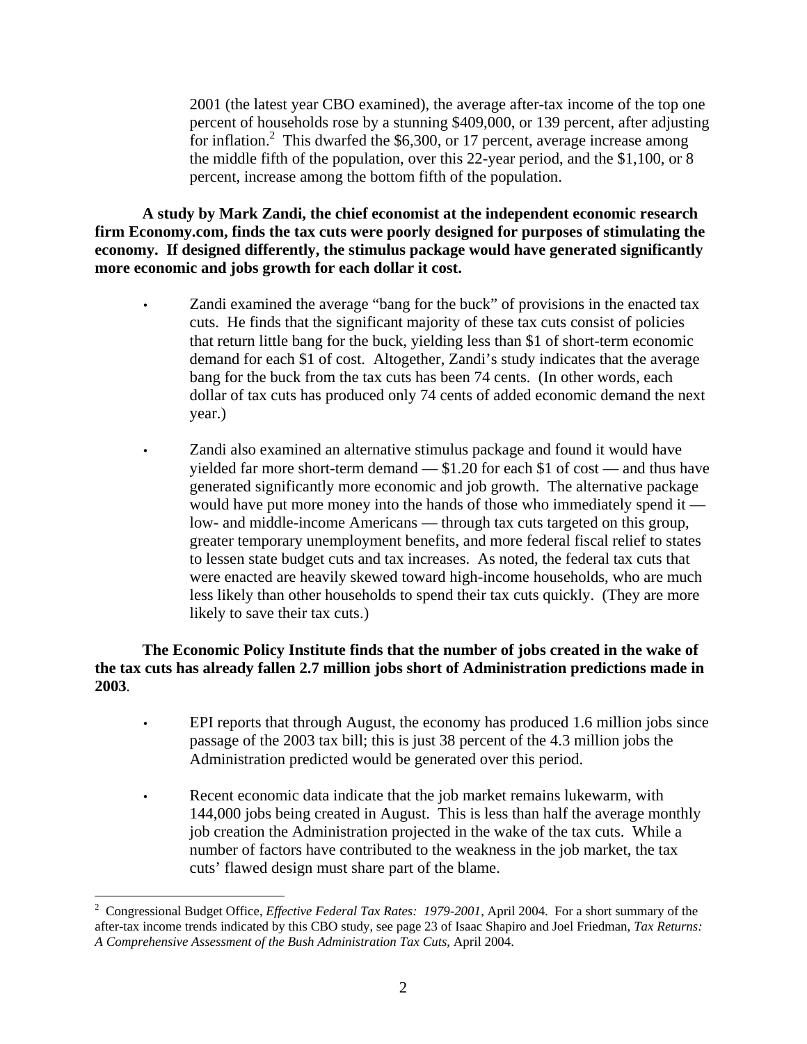2001 (the latest year CBO examined), the average after-tax income of the top one percent of households rose by a stunning $409,000, or 139 percent, after adjusting for inflation.[2] This dwarfed the $6,300, or 17 percent, average increase among the middle fifth of the population, over this 22-year period, and the $1,100, or 8 percent, increase among the bottom fifth of the population.

**A study by Mark Zandi, the chief economist at the independent economic research firm Economy.com, finds the tax cuts were poorly designed for purposes of stimulating the economy. If designed differently, the stimulus package would have generated significantly more economic and jobs growth for each dollar it cost.**

- Zandi examined the average "bang for the buck" of provisions in the enacted tax cuts. He finds that the significant majority of these tax cuts consist of policies that return little bang for the buck, yielding less than $1 of short-term economic demand for each $1 of cost. Altogether, Zandi's study indicates that the average bang for the buck from the tax cuts has been 74 cents. (In other words, each dollar of tax cuts has produced only 74 cents of added economic demand the next year.)

- Zandi also examined an alternative stimulus package and found it would have yielded far more short-term demand — $1.20 for each $1 of cost — and thus have generated significantly more economic and job growth. The alternative package would have put more money into the hands of those who immediately spend it — low- and middle-income Americans — through tax cuts targeted on this group, greater temporary unemployment benefits, and more federal fiscal relief to states to lessen state budget cuts and tax increases. As noted, the federal tax cuts that were enacted are heavily skewed toward high-income households, who are much less likely than other households to spend their tax cuts quickly. (They are more likely to save their tax cuts.)

**The Economic Policy Institute finds that the number of jobs created in the wake of the tax cuts has already fallen 2.7 million jobs short of Administration predictions made in 2003**.

- EPI reports that through August, the economy has produced 1.6 million jobs since passage of the 2003 tax bill; this is just 38 percent of the 4.3 million jobs the Administration predicted would be generated over this period.

- Recent economic data indicate that the job market remains lukewarm, with 144,000 jobs being created in August. This is less than half the average monthly job creation the Administration projected in the wake of the tax cuts. While a number of factors have contributed to the weakness in the job market, the tax cuts' flawed design must share part of the blame.

---

[2] Congressional Budget Office, *Effective Federal Tax Rates: 1979-2001*, April 2004. For a short summary of the after-tax income trends indicated by this CBO study, see page 23 of Isaac Shapiro and Joel Friedman, *Tax Returns: A Comprehensive Assessment of the Bush Administration Tax Cuts*, April 2004.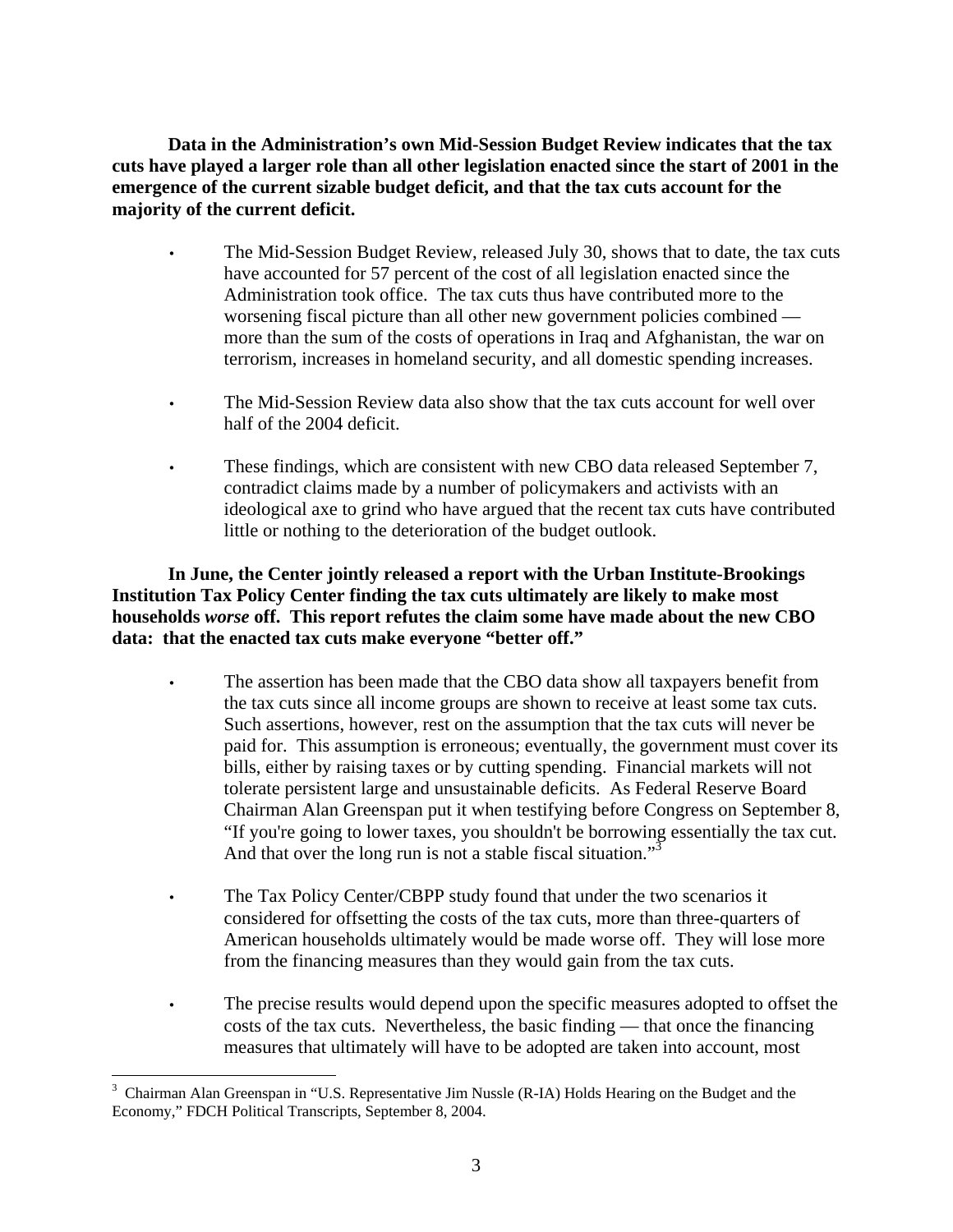**Data in the Administration's own Mid-Session Budget Review indicates that the tax cuts have played a larger role than all other legislation enacted since the start of 2001 in the emergence of the current sizable budget deficit, and that the tax cuts account for the majority of the current deficit.**

- The Mid-Session Budget Review, released July 30, shows that to date, the tax cuts have accounted for 57 percent of the cost of all legislation enacted since the Administration took office. The tax cuts thus have contributed more to the worsening fiscal picture than all other new government policies combined — more than the sum of the costs of operations in Iraq and Afghanistan, the war on terrorism, increases in homeland security, and all domestic spending increases.

- The Mid-Session Review data also show that the tax cuts account for well over half of the 2004 deficit.

- These findings, which are consistent with new CBO data released September 7, contradict claims made by a number of policymakers and activists with an ideological axe to grind who have argued that the recent tax cuts have contributed little or nothing to the deterioration of the budget outlook.

**In June, the Center jointly released a report with the Urban Institute-Brookings Institution Tax Policy Center finding the tax cuts ultimately are likely to make most households *worse* off. This report refutes the claim some have made about the new CBO data: that the enacted tax cuts make everyone "better off."**

- The assertion has been made that the CBO data show all taxpayers benefit from the tax cuts since all income groups are shown to receive at least some tax cuts. Such assertions, however, rest on the assumption that the tax cuts will never be paid for. This assumption is erroneous; eventually, the government must cover its bills, either by raising taxes or by cutting spending. Financial markets will not tolerate persistent large and unsustainable deficits. As Federal Reserve Board Chairman Alan Greenspan put it when testifying before Congress on September 8, "If you're going to lower taxes, you shouldn't be borrowing essentially the tax cut. And that over the long run is not a stable fiscal situation."[3]

- The Tax Policy Center/CBPP study found that under the two scenarios it considered for offsetting the costs of the tax cuts, more than three-quarters of American households ultimately would be made worse off. They will lose more from the financing measures than they would gain from the tax cuts.

- The precise results would depend upon the specific measures adopted to offset the costs of the tax cuts. Nevertheless, the basic finding — that once the financing measures that ultimately will have to be adopted are taken into account, most

[3] Chairman Alan Greenspan in "U.S. Representative Jim Nussle (R-IA) Holds Hearing on the Budget and the Economy," FDCH Political Transcripts, September 8, 2004.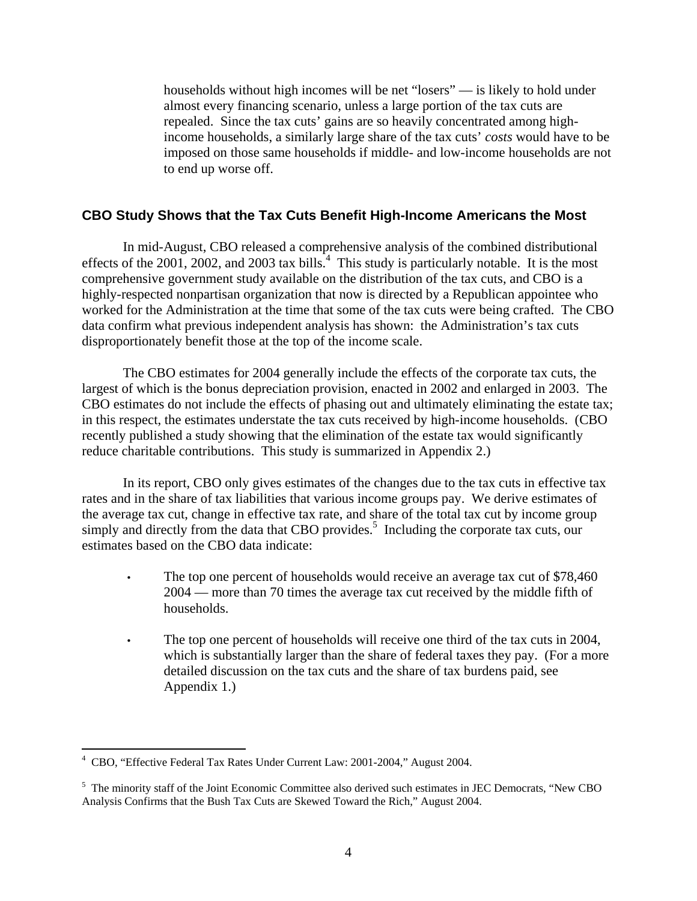households without high incomes will be net "losers" — is likely to hold under almost every financing scenario, unless a large portion of the tax cuts are repealed. Since the tax cuts' gains are so heavily concentrated among high-income households, a similarly large share of the tax cuts' *costs* would have to be imposed on those same households if middle- and low-income households are not to end up worse off.

## CBO Study Shows that the Tax Cuts Benefit High-Income Americans the Most

In mid-August, CBO released a comprehensive analysis of the combined distributional effects of the 2001, 2002, and 2003 tax bills.[4] This study is particularly notable. It is the most comprehensive government study available on the distribution of the tax cuts, and CBO is a highly-respected nonpartisan organization that now is directed by a Republican appointee who worked for the Administration at the time that some of the tax cuts were being crafted. The CBO data confirm what previous independent analysis has shown: the Administration's tax cuts disproportionately benefit those at the top of the income scale.

The CBO estimates for 2004 generally include the effects of the corporate tax cuts, the largest of which is the bonus depreciation provision, enacted in 2002 and enlarged in 2003. The CBO estimates do not include the effects of phasing out and ultimately eliminating the estate tax; in this respect, the estimates understate the tax cuts received by high-income households. (CBO recently published a study showing that the elimination of the estate tax would significantly reduce charitable contributions. This study is summarized in Appendix 2.)

In its report, CBO only gives estimates of the changes due to the tax cuts in effective tax rates and in the share of tax liabilities that various income groups pay. We derive estimates of the average tax cut, change in effective tax rate, and share of the total tax cut by income group simply and directly from the data that CBO provides.[5] Including the corporate tax cuts, our estimates based on the CBO data indicate:

- The top one percent of households would receive an average tax cut of $78,460 2004 — more than 70 times the average tax cut received by the middle fifth of households.
- The top one percent of households will receive one third of the tax cuts in 2004, which is substantially larger than the share of federal taxes they pay. (For a more detailed discussion on the tax cuts and the share of tax burdens paid, see Appendix 1.)

---

[4] CBO, "Effective Federal Tax Rates Under Current Law: 2001-2004," August 2004.

[5] The minority staff of the Joint Economic Committee also derived such estimates in JEC Democrats, "New CBO Analysis Confirms that the Bush Tax Cuts are Skewed Toward the Rich," August 2004.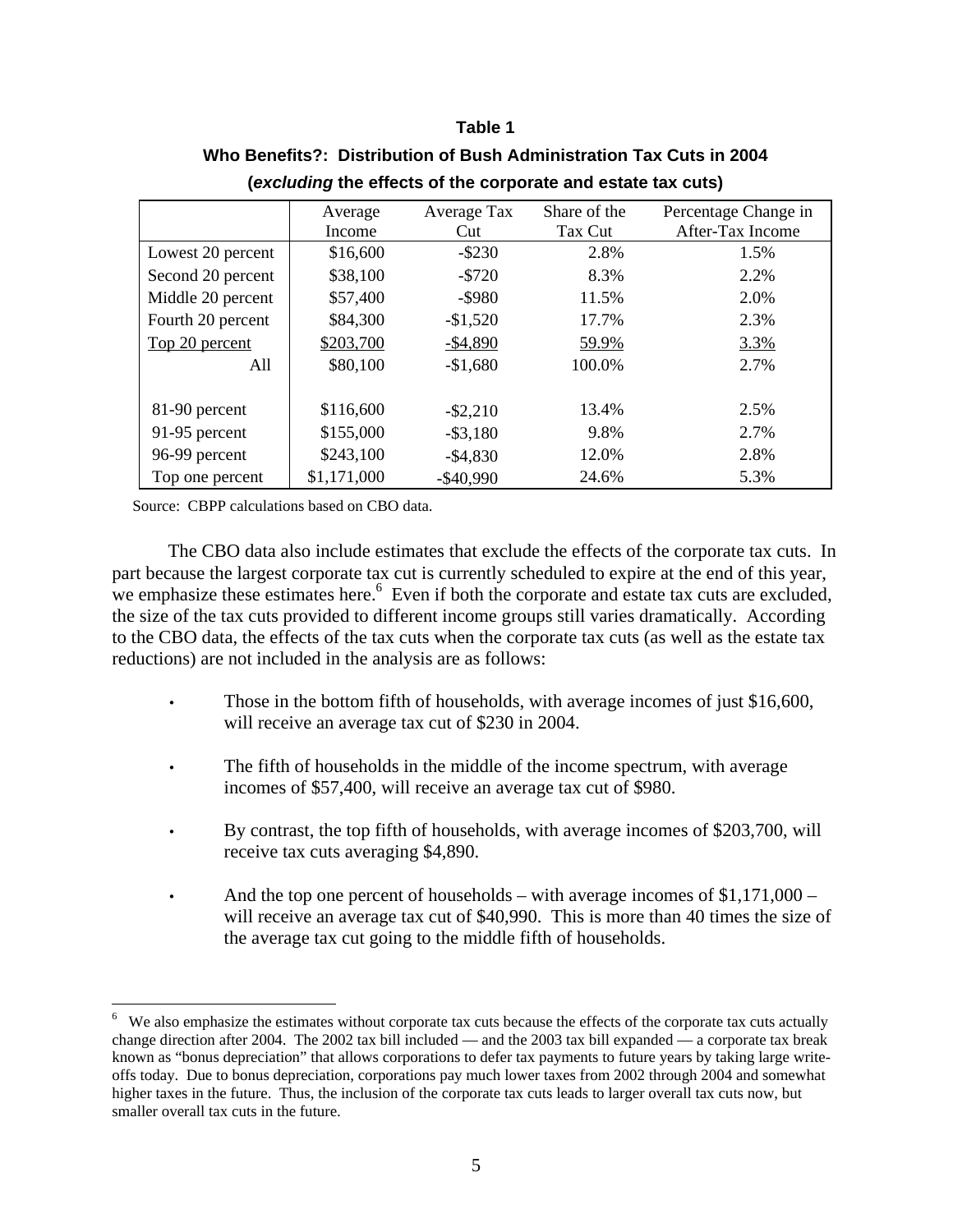**Table 1**

**Who Benefits?: Distribution of Bush Administration Tax Cuts in 2004**

**(*excluding* the effects of the corporate and estate tax cuts)**

| | Average Income | Average Tax Cut | Share of the Tax Cut | Percentage Change in After-Tax Income |
|---|---|---|---|---|
| Lowest 20 percent | $16,600 | -$230 | 2.8% | 1.5% |
| Second 20 percent | $38,100 | -$720 | 8.3% | 2.2% |
| Middle 20 percent | $57,400 | -$980 | 11.5% | 2.0% |
| Fourth 20 percent | $84,300 | -$1,520 | 17.7% | 2.3% |
| Top 20 percent | $203,700 | -$4,890 | 59.9% | 3.3% |
| All | $80,100 | -$1,680 | 100.0% | 2.7% |
| | | | | |
| 81-90 percent | $116,600 | -$2,210 | 13.4% | 2.5% |
| 91-95 percent | $155,000 | -$3,180 | 9.8% | 2.7% |
| 96-99 percent | $243,100 | -$4,830 | 12.0% | 2.8% |
| Top one percent | $1,171,000 | -$40,990 | 24.6% | 5.3% |

Source: CBPP calculations based on CBO data.

The CBO data also include estimates that exclude the effects of the corporate tax cuts. In part because the largest corporate tax cut is currently scheduled to expire at the end of this year, we emphasize these estimates here.[6] Even if both the corporate and estate tax cuts are excluded, the size of the tax cuts provided to different income groups still varies dramatically. According to the CBO data, the effects of the tax cuts when the corporate tax cuts (as well as the estate tax reductions) are not included in the analysis are as follows:

- Those in the bottom fifth of households, with average incomes of just $16,600, will receive an average tax cut of $230 in 2004.
- The fifth of households in the middle of the income spectrum, with average incomes of $57,400, will receive an average tax cut of $980.
- By contrast, the top fifth of households, with average incomes of $203,700, will receive tax cuts averaging $4,890.
- And the top one percent of households – with average incomes of $1,171,000 – will receive an average tax cut of $40,990. This is more than 40 times the size of the average tax cut going to the middle fifth of households.

[6] We also emphasize the estimates without corporate tax cuts because the effects of the corporate tax cuts actually change direction after 2004. The 2002 tax bill included — and the 2003 tax bill expanded — a corporate tax break known as "bonus depreciation" that allows corporations to defer tax payments to future years by taking large write-offs today. Due to bonus depreciation, corporations pay much lower taxes from 2002 through 2004 and somewhat higher taxes in the future. Thus, the inclusion of the corporate tax cuts leads to larger overall tax cuts now, but smaller overall tax cuts in the future.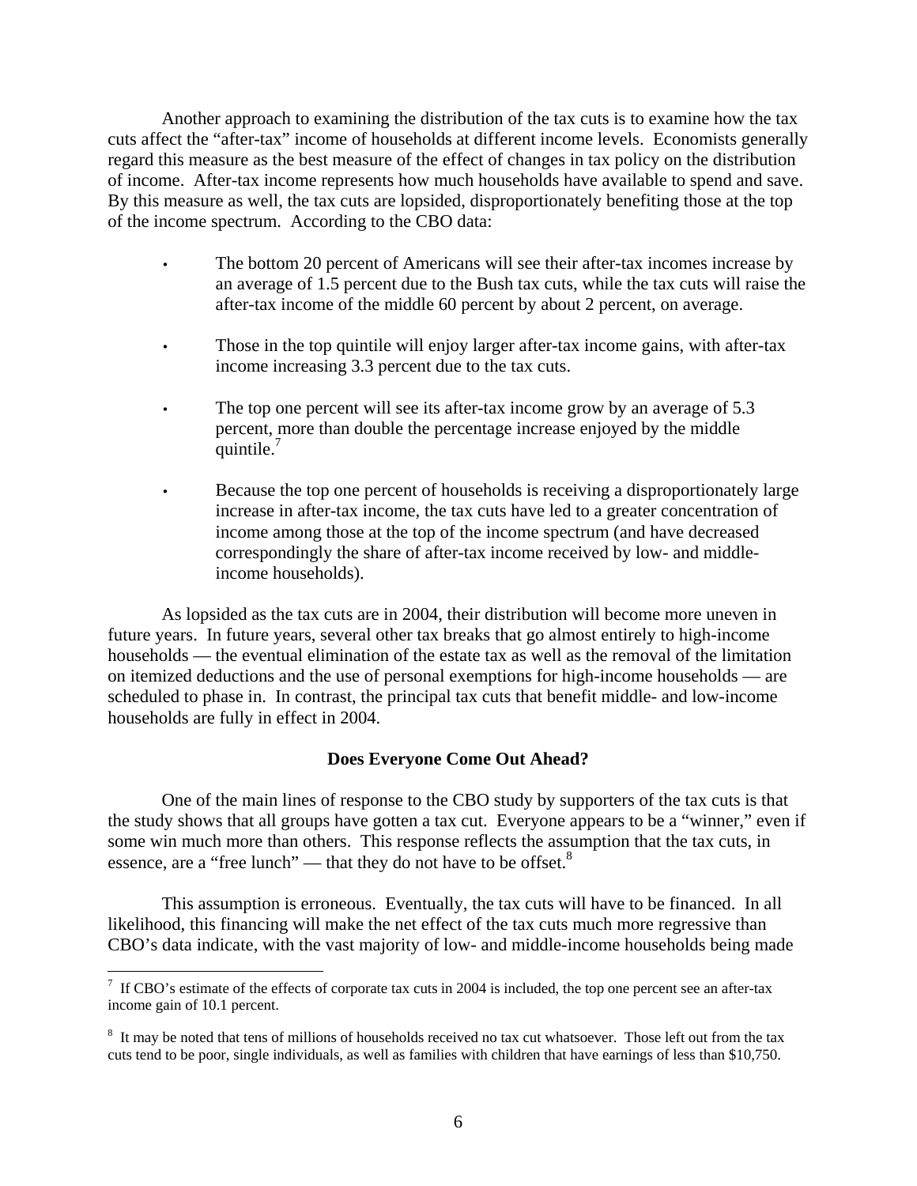Another approach to examining the distribution of the tax cuts is to examine how the tax cuts affect the "after-tax" income of households at different income levels. Economists generally regard this measure as the best measure of the effect of changes in tax policy on the distribution of income. After-tax income represents how much households have available to spend and save. By this measure as well, the tax cuts are lopsided, disproportionately benefiting those at the top of the income spectrum. According to the CBO data:

- The bottom 20 percent of Americans will see their after-tax incomes increase by an average of 1.5 percent due to the Bush tax cuts, while the tax cuts will raise the after-tax income of the middle 60 percent by about 2 percent, on average.
- Those in the top quintile will enjoy larger after-tax income gains, with after-tax income increasing 3.3 percent due to the tax cuts.
- The top one percent will see its after-tax income grow by an average of 5.3 percent, more than double the percentage increase enjoyed by the middle quintile.[7]
- Because the top one percent of households is receiving a disproportionately large increase in after-tax income, the tax cuts have led to a greater concentration of income among those at the top of the income spectrum (and have decreased correspondingly the share of after-tax income received by low- and middle-income households).

As lopsided as the tax cuts are in 2004, their distribution will become more uneven in future years. In future years, several other tax breaks that go almost entirely to high-income households — the eventual elimination of the estate tax as well as the removal of the limitation on itemized deductions and the use of personal exemptions for high-income households — are scheduled to phase in. In contrast, the principal tax cuts that benefit middle- and low-income households are fully in effect in 2004.

## Does Everyone Come Out Ahead?

One of the main lines of response to the CBO study by supporters of the tax cuts is that the study shows that all groups have gotten a tax cut. Everyone appears to be a "winner," even if some win much more than others. This response reflects the assumption that the tax cuts, in essence, are a "free lunch" — that they do not have to be offset.[8]

This assumption is erroneous. Eventually, the tax cuts will have to be financed. In all likelihood, this financing will make the net effect of the tax cuts much more regressive than CBO's data indicate, with the vast majority of low- and middle-income households being made

---

[7] If CBO's estimate of the effects of corporate tax cuts in 2004 is included, the top one percent see an after-tax income gain of 10.1 percent.

[8] It may be noted that tens of millions of households received no tax cut whatsoever. Those left out from the tax cuts tend to be poor, single individuals, as well as families with children that have earnings of less than $10,750.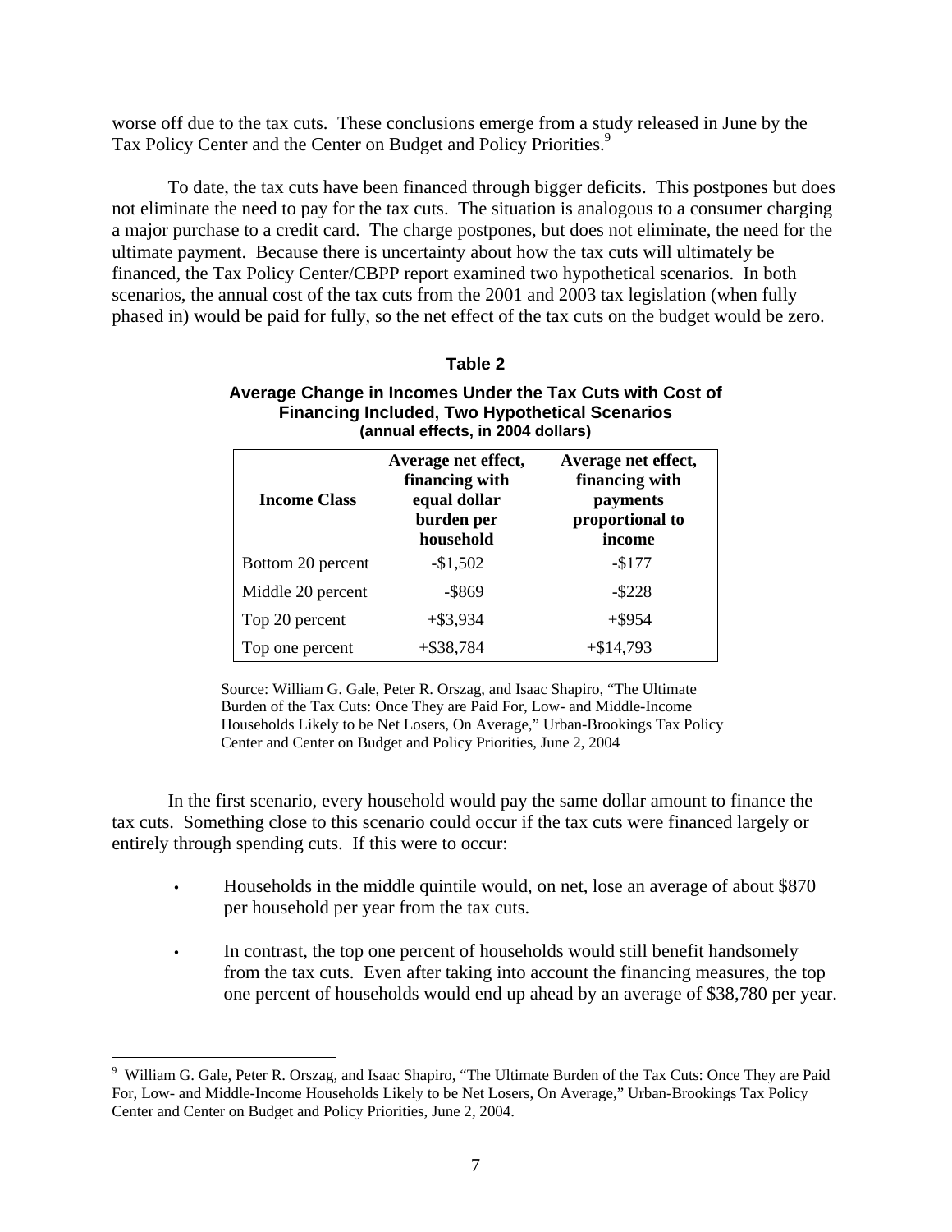worse off due to the tax cuts. These conclusions emerge from a study released in June by the Tax Policy Center and the Center on Budget and Policy Priorities.[9]

To date, the tax cuts have been financed through bigger deficits. This postpones but does not eliminate the need to pay for the tax cuts. The situation is analogous to a consumer charging a major purchase to a credit card. The charge postpones, but does not eliminate, the need for the ultimate payment. Because there is uncertainty about how the tax cuts will ultimately be financed, the Tax Policy Center/CBPP report examined two hypothetical scenarios. In both scenarios, the annual cost of the tax cuts from the 2001 and 2003 tax legislation (when fully phased in) would be paid for fully, so the net effect of the tax cuts on the budget would be zero.

**Table 2**

**Average Change in Incomes Under the Tax Cuts with Cost of Financing Included, Two Hypothetical Scenarios**
**(annual effects, in 2004 dollars)**

| Income Class | Average net effect, financing with equal dollar burden per household | Average net effect, financing with payments proportional to income |
|---|---|---|
| Bottom 20 percent | -$1,502 | -$177 |
| Middle 20 percent | -$869 | -$228 |
| Top 20 percent | +$3,934 | +$954 |
| Top one percent | +$38,784 | +$14,793 |

Source: William G. Gale, Peter R. Orszag, and Isaac Shapiro, "The Ultimate Burden of the Tax Cuts: Once They are Paid For, Low- and Middle-Income Households Likely to be Net Losers, On Average," Urban-Brookings Tax Policy Center and Center on Budget and Policy Priorities, June 2, 2004

In the first scenario, every household would pay the same dollar amount to finance the tax cuts. Something close to this scenario could occur if the tax cuts were financed largely or entirely through spending cuts. If this were to occur:

- Households in the middle quintile would, on net, lose an average of about $870 per household per year from the tax cuts.
- In contrast, the top one percent of households would still benefit handsomely from the tax cuts. Even after taking into account the financing measures, the top one percent of households would end up ahead by an average of $38,780 per year.

[9] William G. Gale, Peter R. Orszag, and Isaac Shapiro, "The Ultimate Burden of the Tax Cuts: Once They are Paid For, Low- and Middle-Income Households Likely to be Net Losers, On Average," Urban-Brookings Tax Policy Center and Center on Budget and Policy Priorities, June 2, 2004.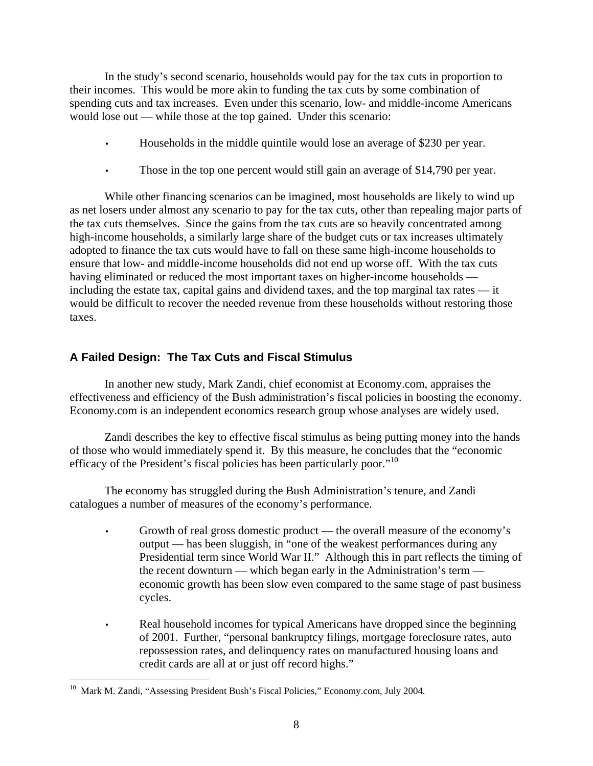In the study's second scenario, households would pay for the tax cuts in proportion to their incomes. This would be more akin to funding the tax cuts by some combination of spending cuts and tax increases. Even under this scenario, low- and middle-income Americans would lose out — while those at the top gained. Under this scenario:

- Households in the middle quintile would lose an average of $230 per year.
- Those in the top one percent would still gain an average of $14,790 per year.

While other financing scenarios can be imagined, most households are likely to wind up as net losers under almost any scenario to pay for the tax cuts, other than repealing major parts of the tax cuts themselves. Since the gains from the tax cuts are so heavily concentrated among high-income households, a similarly large share of the budget cuts or tax increases ultimately adopted to finance the tax cuts would have to fall on these same high-income households to ensure that low- and middle-income households did not end up worse off. With the tax cuts having eliminated or reduced the most important taxes on higher-income households — including the estate tax, capital gains and dividend taxes, and the top marginal tax rates — it would be difficult to recover the needed revenue from these households without restoring those taxes.

## A Failed Design: The Tax Cuts and Fiscal Stimulus

In another new study, Mark Zandi, chief economist at Economy.com, appraises the effectiveness and efficiency of the Bush administration's fiscal policies in boosting the economy. Economy.com is an independent economics research group whose analyses are widely used.

Zandi describes the key to effective fiscal stimulus as being putting money into the hands of those who would immediately spend it. By this measure, he concludes that the "economic efficacy of the President's fiscal policies has been particularly poor."[10]

The economy has struggled during the Bush Administration's tenure, and Zandi catalogues a number of measures of the economy's performance.

- Growth of real gross domestic product — the overall measure of the economy's output — has been sluggish, in "one of the weakest performances during any Presidential term since World War II." Although this in part reflects the timing of the recent downturn — which began early in the Administration's term — economic growth has been slow even compared to the same stage of past business cycles.
- Real household incomes for typical Americans have dropped since the beginning of 2001. Further, "personal bankruptcy filings, mortgage foreclosure rates, auto repossession rates, and delinquency rates on manufactured housing loans and credit cards are all at or just off record highs."

[10] Mark M. Zandi, "Assessing President Bush's Fiscal Policies," Economy.com, July 2004.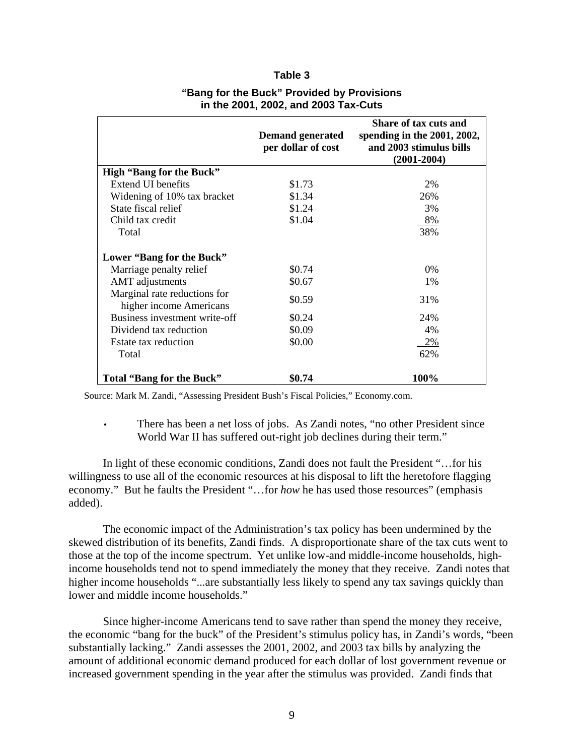**Table 3**

**"Bang for the Buck" Provided by Provisions in the 2001, 2002, and 2003 Tax-Cuts**

| | Demand generated per dollar of cost | Share of tax cuts and spending in the 2001, 2002, and 2003 stimulus bills (2001-2004) |
|---|---|---|
| **High "Bang for the Buck"** | | |
| Extend UI benefits | $1.73 | 2% |
| Widening of 10% tax bracket | $1.34 | 26% |
| State fiscal relief | $1.24 | 3% |
| Child tax credit | $1.04 | 8% |
| Total | | 38% |
| **Lower "Bang for the Buck"** | | |
| Marriage penalty relief | $0.74 | 0% |
| AMT adjustments | $0.67 | 1% |
| Marginal rate reductions for higher income Americans | $0.59 | 31% |
| Business investment write-off | $0.24 | 24% |
| Dividend tax reduction | $0.09 | 4% |
| Estate tax reduction | $0.00 | 2% |
| Total | | 62% |
| **Total "Bang for the Buck"** | **$0.74** | **100%** |

Source: Mark M. Zandi, "Assessing President Bush's Fiscal Policies," Economy.com.

- There has been a net loss of jobs. As Zandi notes, "no other President since World War II has suffered out-right job declines during their term."

In light of these economic conditions, Zandi does not fault the President "…for his willingness to use all of the economic resources at his disposal to lift the heretofore flagging economy." But he faults the President "…for *how* he has used those resources" (emphasis added).

The economic impact of the Administration's tax policy has been undermined by the skewed distribution of its benefits, Zandi finds. A disproportionate share of the tax cuts went to those at the top of the income spectrum. Yet unlike low-and middle-income households, high-income households tend not to spend immediately the money that they receive. Zandi notes that higher income households "...are substantially less likely to spend any tax savings quickly than lower and middle income households."

Since higher-income Americans tend to save rather than spend the money they receive, the economic "bang for the buck" of the President's stimulus policy has, in Zandi's words, "been substantially lacking." Zandi assesses the 2001, 2002, and 2003 tax bills by analyzing the amount of additional economic demand produced for each dollar of lost government revenue or increased government spending in the year after the stimulus was provided. Zandi finds that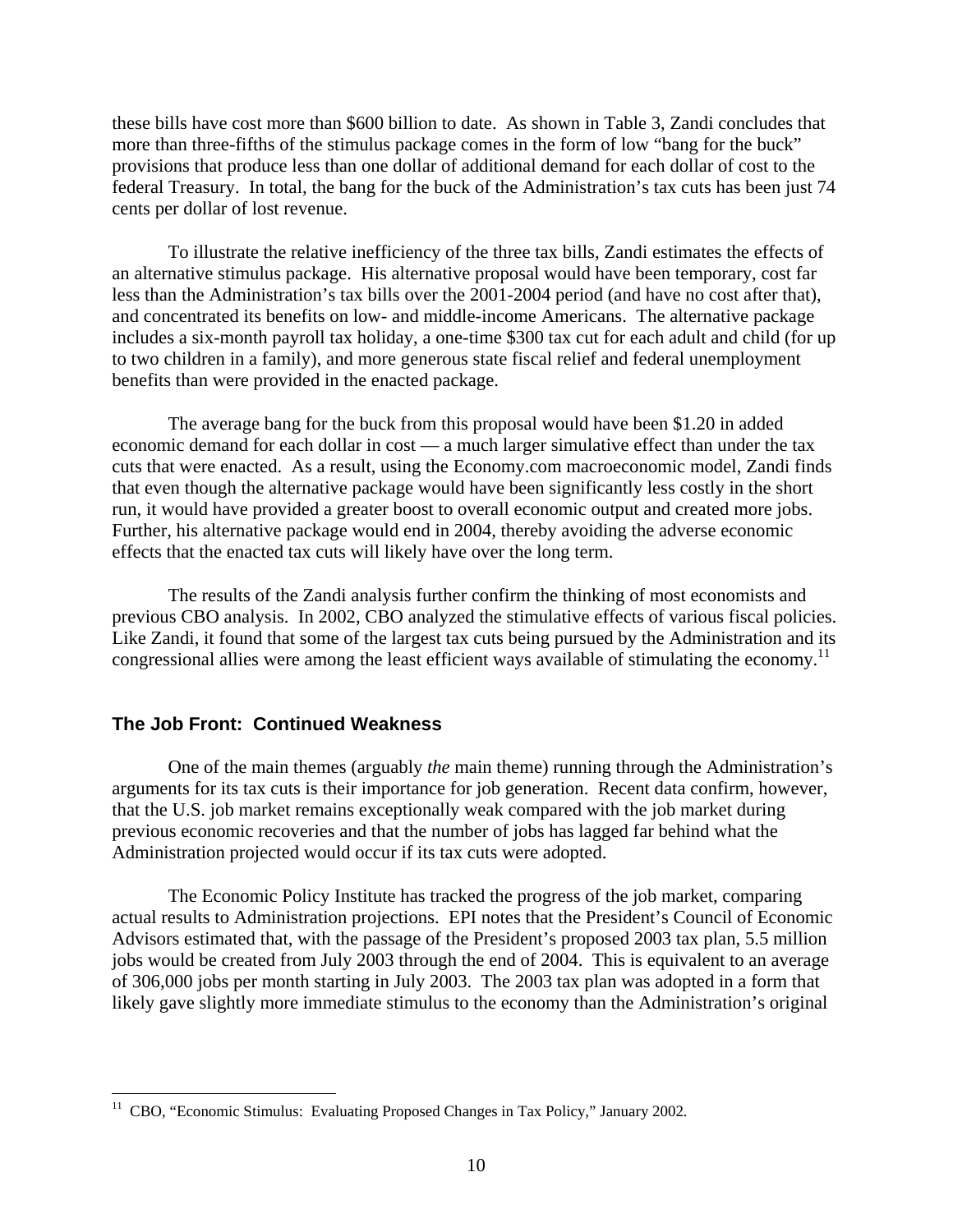these bills have cost more than $600 billion to date. As shown in Table 3, Zandi concludes that more than three-fifths of the stimulus package comes in the form of low "bang for the buck" provisions that produce less than one dollar of additional demand for each dollar of cost to the federal Treasury. In total, the bang for the buck of the Administration's tax cuts has been just 74 cents per dollar of lost revenue.

To illustrate the relative inefficiency of the three tax bills, Zandi estimates the effects of an alternative stimulus package. His alternative proposal would have been temporary, cost far less than the Administration's tax bills over the 2001-2004 period (and have no cost after that), and concentrated its benefits on low- and middle-income Americans. The alternative package includes a six-month payroll tax holiday, a one-time $300 tax cut for each adult and child (for up to two children in a family), and more generous state fiscal relief and federal unemployment benefits than were provided in the enacted package.

The average bang for the buck from this proposal would have been $1.20 in added economic demand for each dollar in cost — a much larger simulative effect than under the tax cuts that were enacted. As a result, using the Economy.com macroeconomic model, Zandi finds that even though the alternative package would have been significantly less costly in the short run, it would have provided a greater boost to overall economic output and created more jobs. Further, his alternative package would end in 2004, thereby avoiding the adverse economic effects that the enacted tax cuts will likely have over the long term.

The results of the Zandi analysis further confirm the thinking of most economists and previous CBO analysis. In 2002, CBO analyzed the stimulative effects of various fiscal policies. Like Zandi, it found that some of the largest tax cuts being pursued by the Administration and its congressional allies were among the least efficient ways available of stimulating the economy.[11]

## The Job Front: Continued Weakness

One of the main themes (arguably *the* main theme) running through the Administration's arguments for its tax cuts is their importance for job generation. Recent data confirm, however, that the U.S. job market remains exceptionally weak compared with the job market during previous economic recoveries and that the number of jobs has lagged far behind what the Administration projected would occur if its tax cuts were adopted.

The Economic Policy Institute has tracked the progress of the job market, comparing actual results to Administration projections. EPI notes that the President's Council of Economic Advisors estimated that, with the passage of the President's proposed 2003 tax plan, 5.5 million jobs would be created from July 2003 through the end of 2004. This is equivalent to an average of 306,000 jobs per month starting in July 2003. The 2003 tax plan was adopted in a form that likely gave slightly more immediate stimulus to the economy than the Administration's original

[11] CBO, "Economic Stimulus: Evaluating Proposed Changes in Tax Policy," January 2002.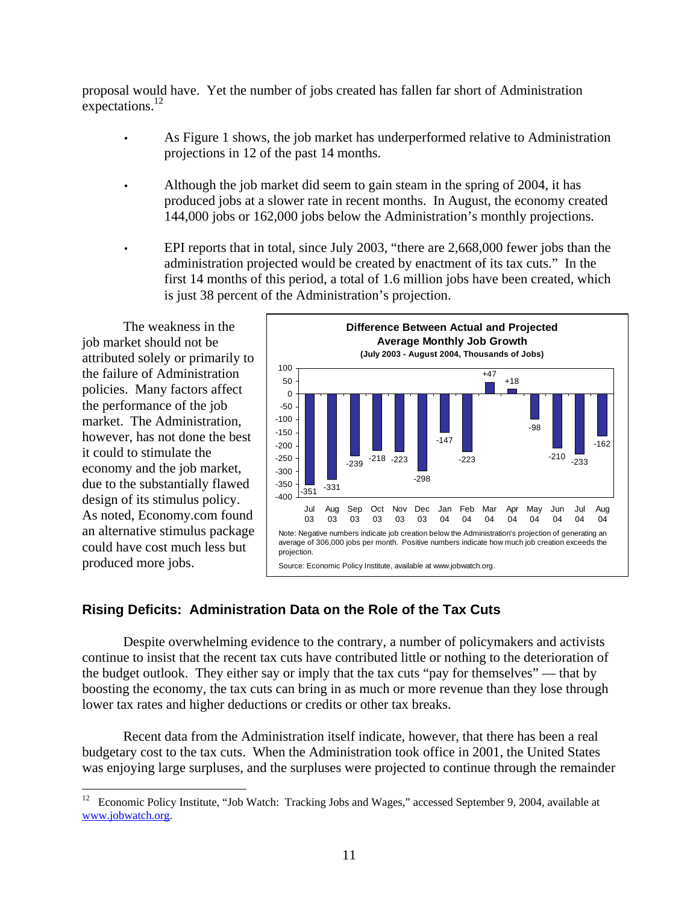proposal would have. Yet the number of jobs created has fallen far short of Administration expectations.[12]

- As Figure 1 shows, the job market has underperformed relative to Administration projections in 12 of the past 14 months.
- Although the job market did seem to gain steam in the spring of 2004, it has produced jobs at a slower rate in recent months. In August, the economy created 144,000 jobs or 162,000 jobs below the Administration's monthly projections.
- EPI reports that in total, since July 2003, "there are 2,668,000 fewer jobs than the administration projected would be created by enactment of its tax cuts." In the first 14 months of this period, a total of 1.6 million jobs have been created, which is just 38 percent of the Administration's projection.

The weakness in the job market should not be attributed solely or primarily to the failure of Administration policies. Many factors affect the performance of the job market. The Administration, however, has not done the best it could to stimulate the economy and the job market, due to the substantially flawed design of its stimulus policy. As noted, Economy.com found an alternative stimulus package could have cost much less but produced more jobs.

**Difference Between Actual and Projected Average Monthly Job Growth**
**(July 2003 - August 2004, Thousands of Jobs)**

| Month | Difference |
|---|---|
| Jul 03 | -351 |
| Aug 03 | -331 |
| Sep 03 | -239 |
| Oct 03 | -218 |
| Nov 03 | -223 |
| Dec 03 | -298 |
| Jan 04 | -147 |
| Feb 04 | -223 |
| Mar 04 | +47 |
| Apr 04 | +18 |
| May 04 | -98 |
| Jun 04 | -210 |
| Jul 04 | -233 |
| Aug 04 | -162 |

Note: Negative numbers indicate job creation below the Administration's projection of generating an average of 306,000 jobs per month. Positive numbers indicate how much job creation exceeds the projection.

Source: Economic Policy Institute, available at www.jobwatch.org.

## Rising Deficits: Administration Data on the Role of the Tax Cuts

Despite overwhelming evidence to the contrary, a number of policymakers and activists continue to insist that the recent tax cuts have contributed little or nothing to the deterioration of the budget outlook. They either say or imply that the tax cuts "pay for themselves" — that by boosting the economy, the tax cuts can bring in as much or more revenue than they lose through lower tax rates and higher deductions or credits or other tax breaks.

Recent data from the Administration itself indicate, however, that there has been a real budgetary cost to the tax cuts. When the Administration took office in 2001, the United States was enjoying large surpluses, and the surpluses were projected to continue through the remainder

[12] Economic Policy Institute, "Job Watch: Tracking Jobs and Wages," accessed September 9, 2004, available at www.jobwatch.org.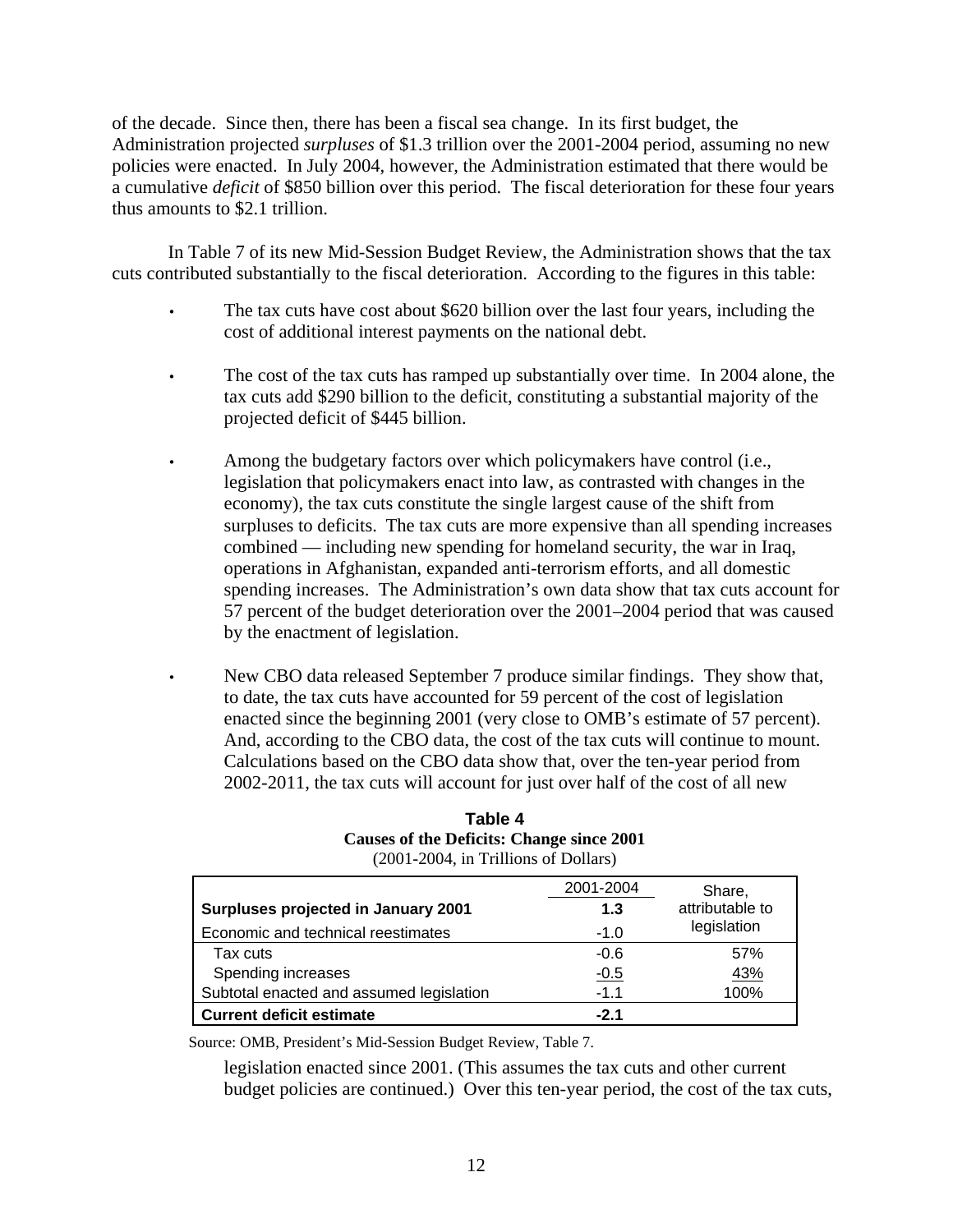of the decade. Since then, there has been a fiscal sea change. In its first budget, the Administration projected *surpluses* of \$1.3 trillion over the 2001-2004 period, assuming no new policies were enacted. In July 2004, however, the Administration estimated that there would be a cumulative *deficit* of \$850 billion over this period. The fiscal deterioration for these four years thus amounts to \$2.1 trillion.

In Table 7 of its new Mid-Session Budget Review, the Administration shows that the tax cuts contributed substantially to the fiscal deterioration. According to the figures in this table:

- The tax cuts have cost about \$620 billion over the last four years, including the cost of additional interest payments on the national debt.
- The cost of the tax cuts has ramped up substantially over time. In 2004 alone, the tax cuts add \$290 billion to the deficit, constituting a substantial majority of the projected deficit of \$445 billion.
- Among the budgetary factors over which policymakers have control (i.e., legislation that policymakers enact into law, as contrasted with changes in the economy), the tax cuts constitute the single largest cause of the shift from surpluses to deficits. The tax cuts are more expensive than all spending increases combined — including new spending for homeland security, the war in Iraq, operations in Afghanistan, expanded anti-terrorism efforts, and all domestic spending increases. The Administration's own data show that tax cuts account for 57 percent of the budget deterioration over the 2001–2004 period that was caused by the enactment of legislation.
- New CBO data released September 7 produce similar findings. They show that, to date, the tax cuts have accounted for 59 percent of the cost of legislation enacted since the beginning 2001 (very close to OMB's estimate of 57 percent). And, according to the CBO data, the cost of the tax cuts will continue to mount. Calculations based on the CBO data show that, over the ten-year period from 2002-2011, the tax cuts will account for just over half of the cost of all new legislation enacted since 2001. (This assumes the tax cuts and other current budget policies are continued.) Over this ten-year period, the cost of the tax cuts,

**Table 4**
**Causes of the Deficits: Change since 2001**
(2001-2004, in Trillions of Dollars)

| | 2001-2004 | Share, attributable to legislation |
|---|---|---|
| **Surpluses projected in January 2001** | **1.3** | |
| Economic and technical reestimates | -1.0 | |
| Tax cuts | -0.6 | 57% |
| Spending increases | -0.5 | 43% |
| Subtotal enacted and assumed legislation | -1.1 | 100% |
| **Current deficit estimate** | **-2.1** | |

Source: OMB, President's Mid-Session Budget Review, Table 7.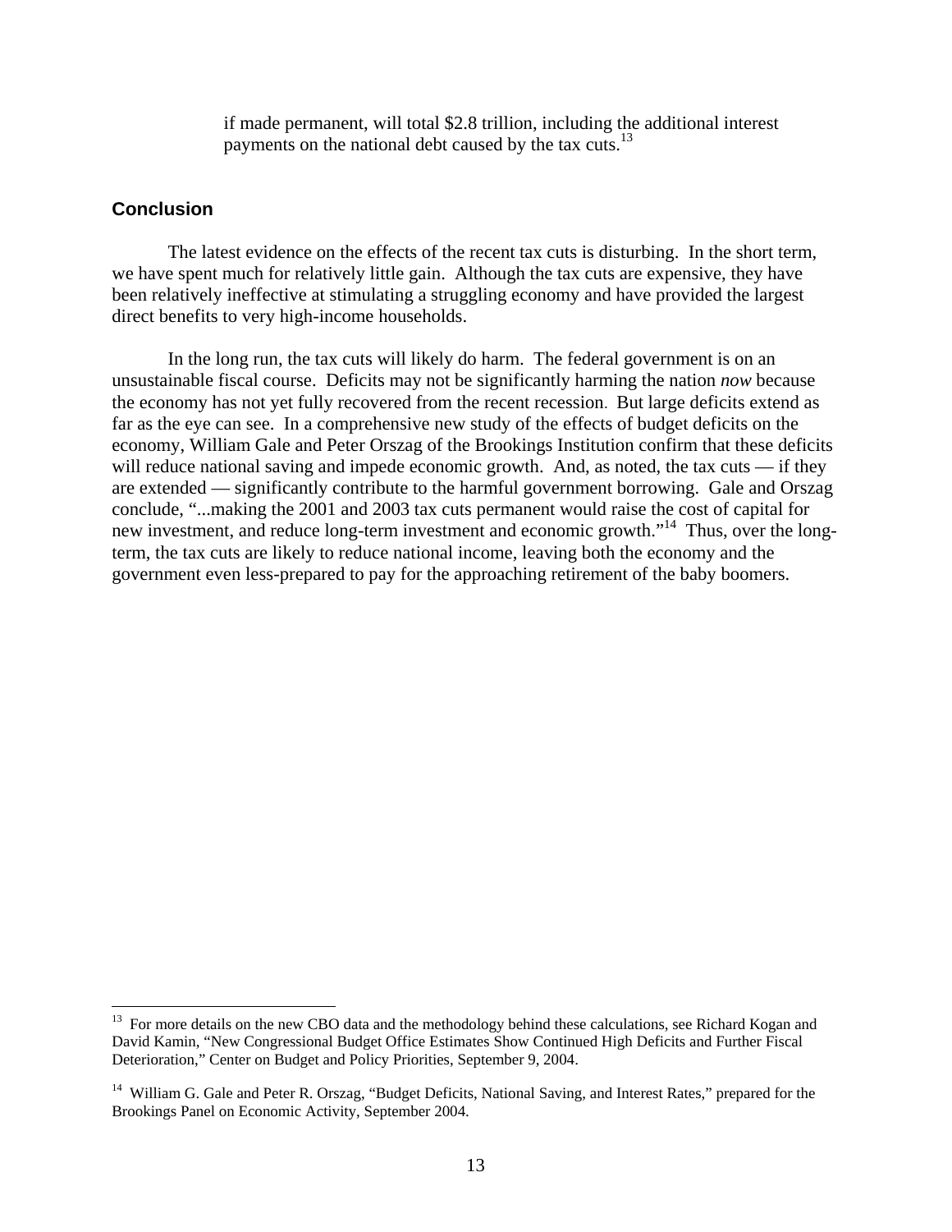if made permanent, will total $2.8 trillion, including the additional interest payments on the national debt caused by the tax cuts.[13]

## Conclusion

The latest evidence on the effects of the recent tax cuts is disturbing. In the short term, we have spent much for relatively little gain. Although the tax cuts are expensive, they have been relatively ineffective at stimulating a struggling economy and have provided the largest direct benefits to very high-income households.

In the long run, the tax cuts will likely do harm. The federal government is on an unsustainable fiscal course. Deficits may not be significantly harming the nation *now* because the economy has not yet fully recovered from the recent recession. But large deficits extend as far as the eye can see. In a comprehensive new study of the effects of budget deficits on the economy, William Gale and Peter Orszag of the Brookings Institution confirm that these deficits will reduce national saving and impede economic growth. And, as noted, the tax cuts — if they are extended — significantly contribute to the harmful government borrowing. Gale and Orszag conclude, "...making the 2001 and 2003 tax cuts permanent would raise the cost of capital for new investment, and reduce long-term investment and economic growth."[14] Thus, over the long-term, the tax cuts are likely to reduce national income, leaving both the economy and the government even less-prepared to pay for the approaching retirement of the baby boomers.

---

[13] For more details on the new CBO data and the methodology behind these calculations, see Richard Kogan and David Kamin, "New Congressional Budget Office Estimates Show Continued High Deficits and Further Fiscal Deterioration," Center on Budget and Policy Priorities, September 9, 2004.

[14] William G. Gale and Peter R. Orszag, "Budget Deficits, National Saving, and Interest Rates," prepared for the Brookings Panel on Economic Activity, September 2004.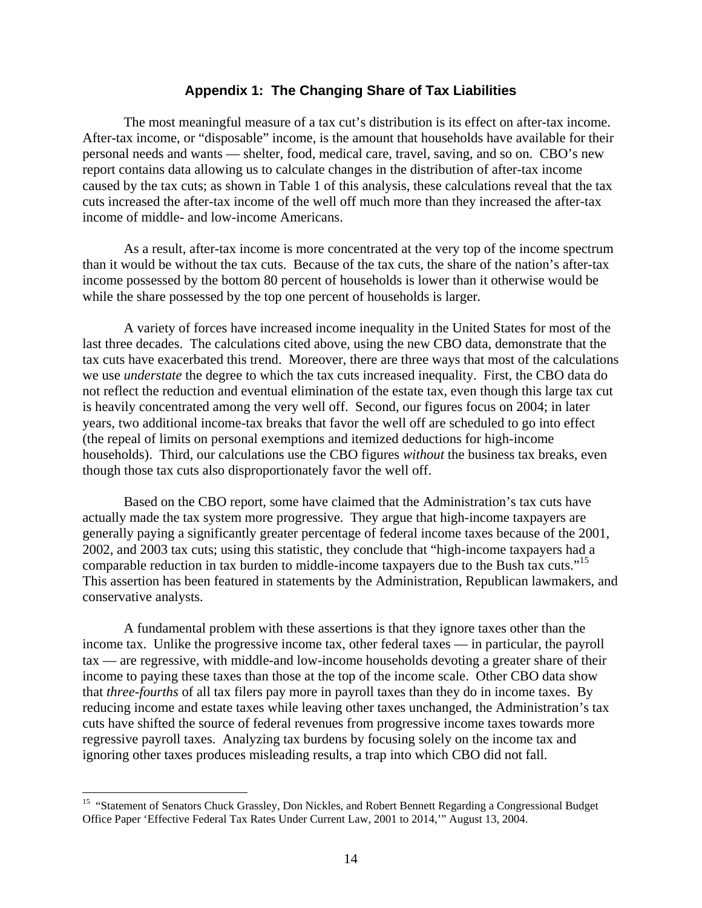## Appendix 1: The Changing Share of Tax Liabilities

The most meaningful measure of a tax cut's distribution is its effect on after-tax income. After-tax income, or "disposable" income, is the amount that households have available for their personal needs and wants — shelter, food, medical care, travel, saving, and so on. CBO's new report contains data allowing us to calculate changes in the distribution of after-tax income caused by the tax cuts; as shown in Table 1 of this analysis, these calculations reveal that the tax cuts increased the after-tax income of the well off much more than they increased the after-tax income of middle- and low-income Americans.

As a result, after-tax income is more concentrated at the very top of the income spectrum than it would be without the tax cuts. Because of the tax cuts, the share of the nation's after-tax income possessed by the bottom 80 percent of households is lower than it otherwise would be while the share possessed by the top one percent of households is larger.

A variety of forces have increased income inequality in the United States for most of the last three decades. The calculations cited above, using the new CBO data, demonstrate that the tax cuts have exacerbated this trend. Moreover, there are three ways that most of the calculations we use *understate* the degree to which the tax cuts increased inequality. First, the CBO data do not reflect the reduction and eventual elimination of the estate tax, even though this large tax cut is heavily concentrated among the very well off. Second, our figures focus on 2004; in later years, two additional income-tax breaks that favor the well off are scheduled to go into effect (the repeal of limits on personal exemptions and itemized deductions for high-income households). Third, our calculations use the CBO figures *without* the business tax breaks, even though those tax cuts also disproportionately favor the well off.

Based on the CBO report, some have claimed that the Administration's tax cuts have actually made the tax system more progressive. They argue that high-income taxpayers are generally paying a significantly greater percentage of federal income taxes because of the 2001, 2002, and 2003 tax cuts; using this statistic, they conclude that "high-income taxpayers had a comparable reduction in tax burden to middle-income taxpayers due to the Bush tax cuts."[15] This assertion has been featured in statements by the Administration, Republican lawmakers, and conservative analysts.

A fundamental problem with these assertions is that they ignore taxes other than the income tax. Unlike the progressive income tax, other federal taxes — in particular, the payroll tax — are regressive, with middle-and low-income households devoting a greater share of their income to paying these taxes than those at the top of the income scale. Other CBO data show that *three-fourths* of all tax filers pay more in payroll taxes than they do in income taxes. By reducing income and estate taxes while leaving other taxes unchanged, the Administration's tax cuts have shifted the source of federal revenues from progressive income taxes towards more regressive payroll taxes. Analyzing tax burdens by focusing solely on the income tax and ignoring other taxes produces misleading results, a trap into which CBO did not fall.

---

[15] "Statement of Senators Chuck Grassley, Don Nickles, and Robert Bennett Regarding a Congressional Budget Office Paper 'Effective Federal Tax Rates Under Current Law, 2001 to 2014,'" August 13, 2004.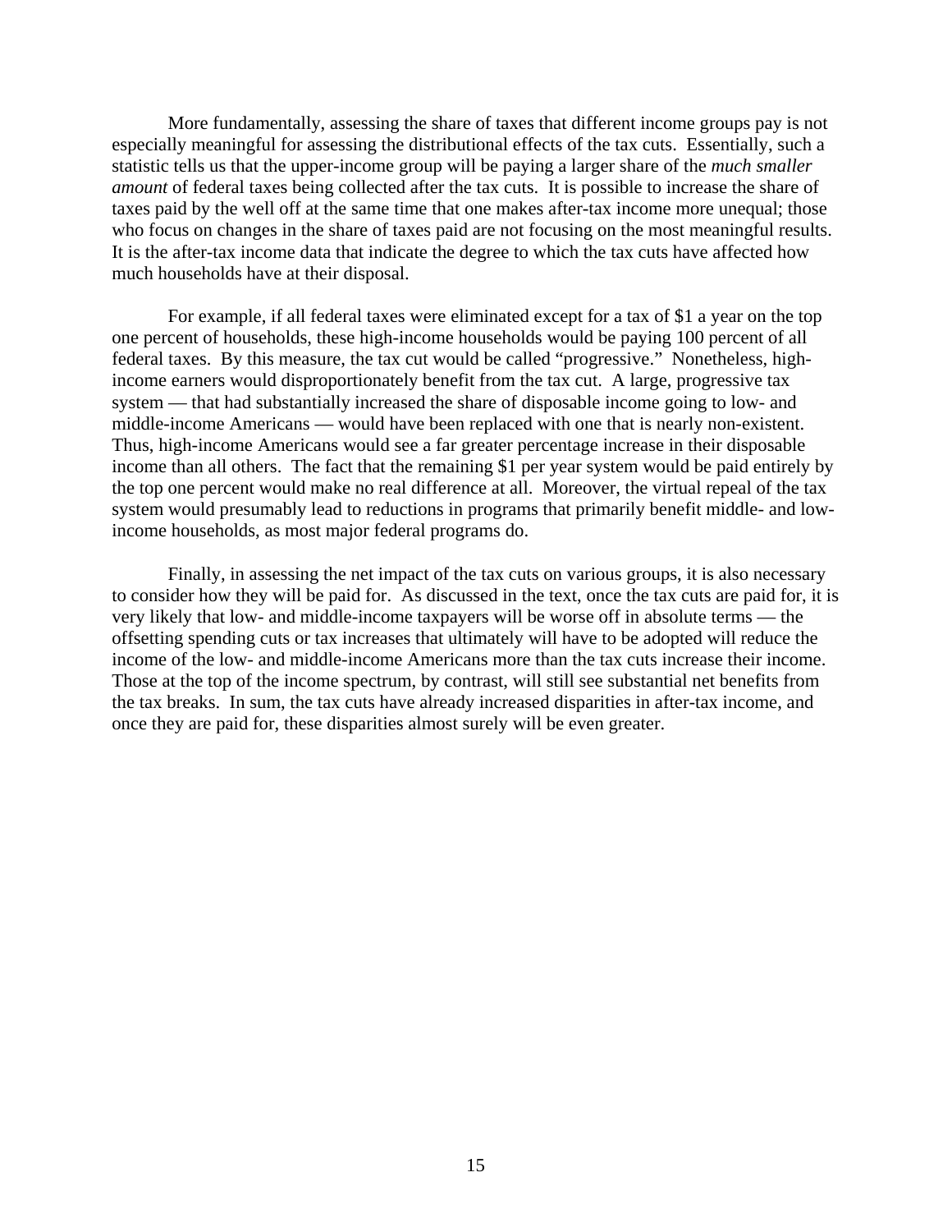More fundamentally, assessing the share of taxes that different income groups pay is not especially meaningful for assessing the distributional effects of the tax cuts. Essentially, such a statistic tells us that the upper-income group will be paying a larger share of the *much smaller amount* of federal taxes being collected after the tax cuts. It is possible to increase the share of taxes paid by the well off at the same time that one makes after-tax income more unequal; those who focus on changes in the share of taxes paid are not focusing on the most meaningful results. It is the after-tax income data that indicate the degree to which the tax cuts have affected how much households have at their disposal.

For example, if all federal taxes were eliminated except for a tax of $1 a year on the top one percent of households, these high-income households would be paying 100 percent of all federal taxes. By this measure, the tax cut would be called "progressive." Nonetheless, high-income earners would disproportionately benefit from the tax cut. A large, progressive tax system — that had substantially increased the share of disposable income going to low- and middle-income Americans — would have been replaced with one that is nearly non-existent. Thus, high-income Americans would see a far greater percentage increase in their disposable income than all others. The fact that the remaining $1 per year system would be paid entirely by the top one percent would make no real difference at all. Moreover, the virtual repeal of the tax system would presumably lead to reductions in programs that primarily benefit middle- and low-income households, as most major federal programs do.

Finally, in assessing the net impact of the tax cuts on various groups, it is also necessary to consider how they will be paid for. As discussed in the text, once the tax cuts are paid for, it is very likely that low- and middle-income taxpayers will be worse off in absolute terms — the offsetting spending cuts or tax increases that ultimately will have to be adopted will reduce the income of the low- and middle-income Americans more than the tax cuts increase their income. Those at the top of the income spectrum, by contrast, will still see substantial net benefits from the tax breaks. In sum, the tax cuts have already increased disparities in after-tax income, and once they are paid for, these disparities almost surely will be even greater.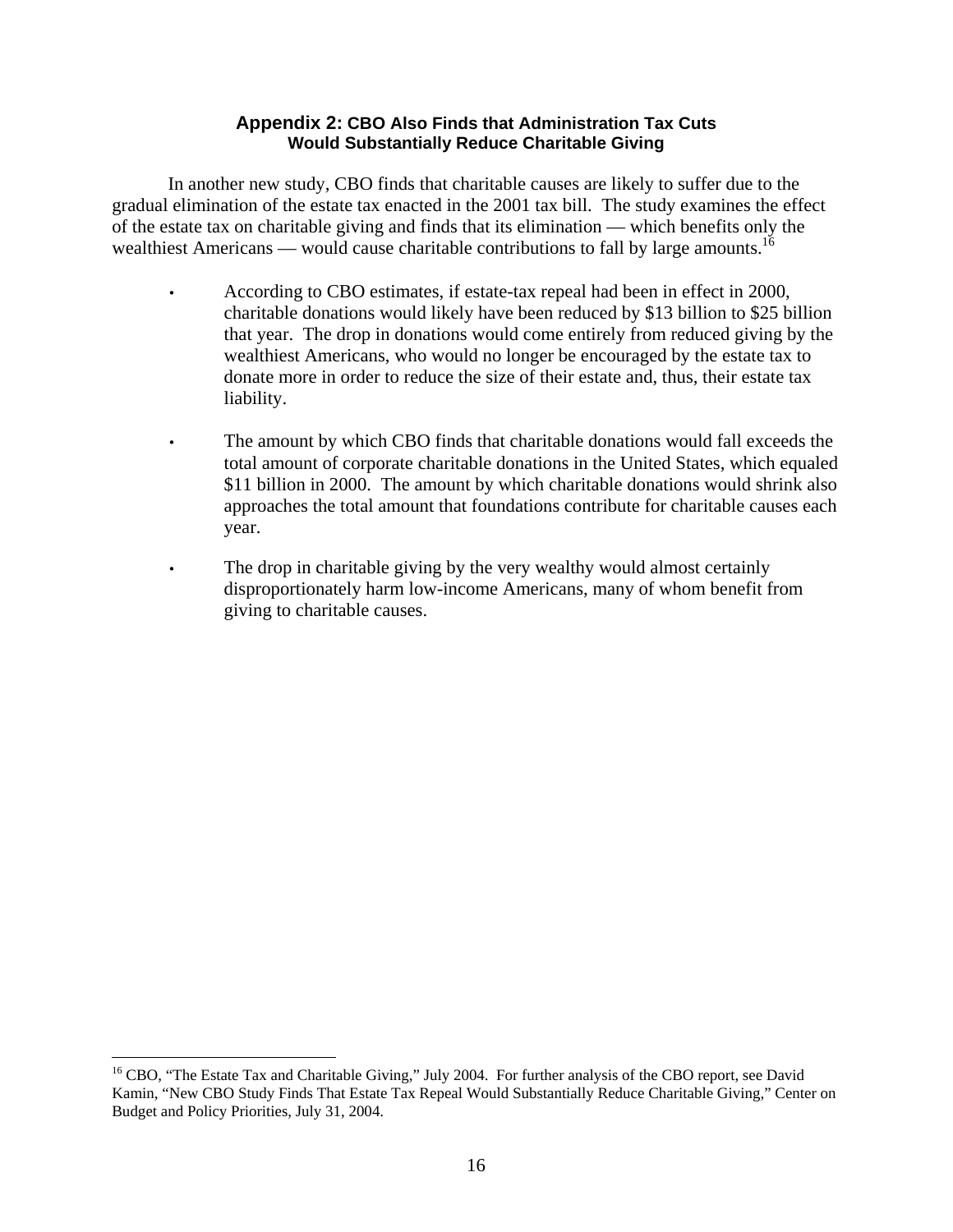## Appendix 2: CBO Also Finds that Administration Tax Cuts Would Substantially Reduce Charitable Giving

In another new study, CBO finds that charitable causes are likely to suffer due to the gradual elimination of the estate tax enacted in the 2001 tax bill. The study examines the effect of the estate tax on charitable giving and finds that its elimination — which benefits only the wealthiest Americans — would cause charitable contributions to fall by large amounts.[16]

- According to CBO estimates, if estate-tax repeal had been in effect in 2000, charitable donations would likely have been reduced by $13 billion to $25 billion that year. The drop in donations would come entirely from reduced giving by the wealthiest Americans, who would no longer be encouraged by the estate tax to donate more in order to reduce the size of their estate and, thus, their estate tax liability.

- The amount by which CBO finds that charitable donations would fall exceeds the total amount of corporate charitable donations in the United States, which equaled $11 billion in 2000. The amount by which charitable donations would shrink also approaches the total amount that foundations contribute for charitable causes each year.

- The drop in charitable giving by the very wealthy would almost certainly disproportionately harm low-income Americans, many of whom benefit from giving to charitable causes.

---

[16] CBO, "The Estate Tax and Charitable Giving," July 2004. For further analysis of the CBO report, see David Kamin, "New CBO Study Finds That Estate Tax Repeal Would Substantially Reduce Charitable Giving," Center on Budget and Policy Priorities, July 31, 2004.